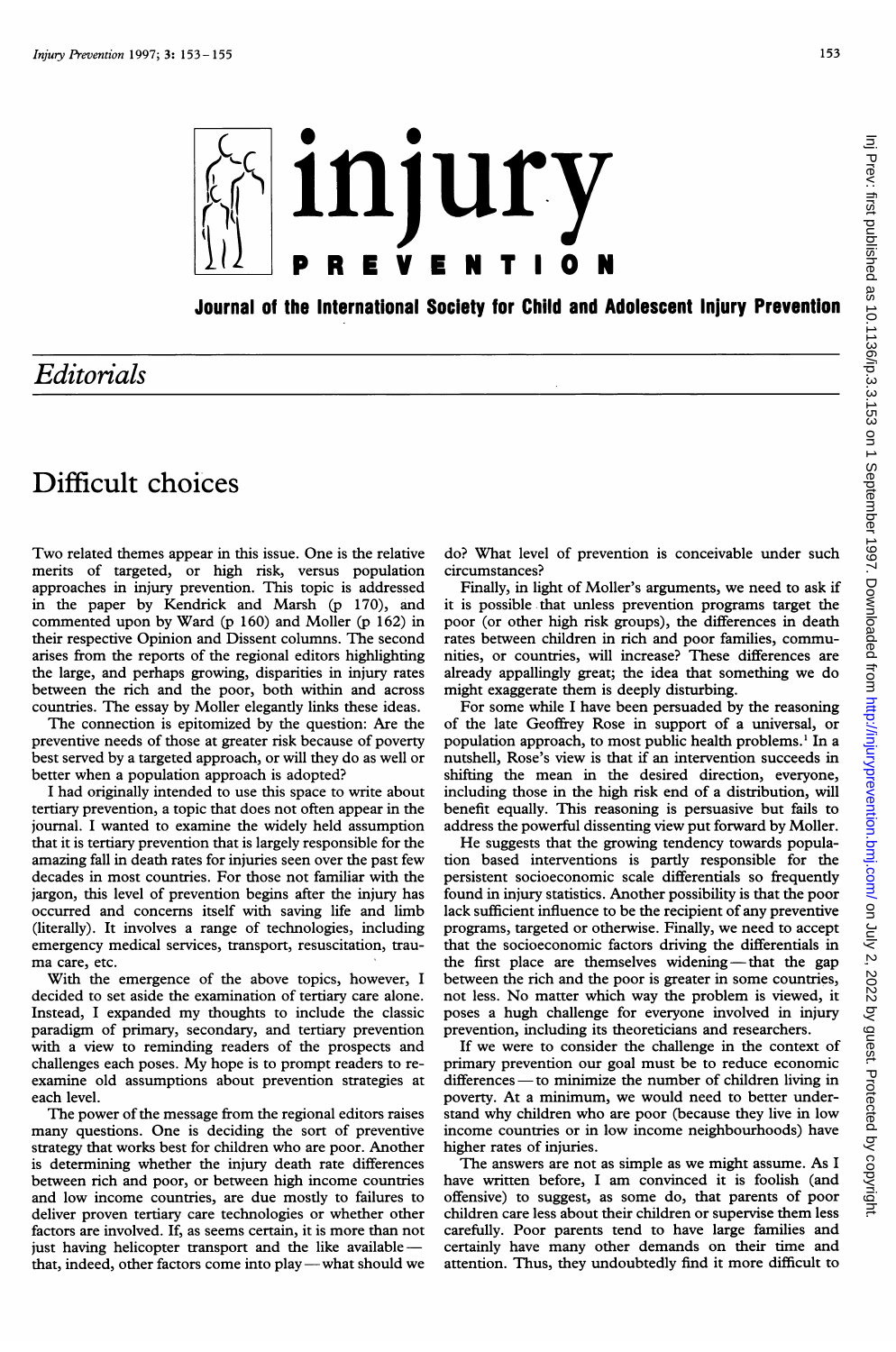# injury PREVENTION

**Journal of the International Society for Child and Adolescent Injury Prevention**

## *Editorials*

# Difficult choices

Two related themes appear in this issue. One is the relative merits of targeted, or high risk, versus population approaches in injury prevention. This topic is addressed in the paper by Kendrick and Marsh (p 170), and commented upon by Ward (p 160) and Moller (p 162) in their respective Opinion and Dissent columns. The second arises from the reports of the regional editors highlighting the large, and perhaps growing, disparities in injury rates between the rich and the poor, both within and across countries. The essay by Moller elegantly links these ideas.

The connection is epitomized by the question: Are the preventive needs of those at greater risk because of poverty best served by a targeted approach, or will they do as well or better when a population approach is adopted?

I had originally intended to use this space to write about tertiary prevention, a topic that does not often appear in the journal. I wanted to examine the widely held assumption that it is tertiary prevention that is largely responsible for the amazing fall in death rates for injuries seen over the past few decades in most countries. For those not familiar with the jargon, this level of prevention begins after the injury has occurred and concerns itself with saving life and limb (literally). It involves a range of technologies, including emergency medical services, transport, resuscitation, trauma care, etc.

With the emergence of the above topics, however, I decided to set aside the examination of tertiary care alone. Instead, I expanded my thoughts to include the classic paradigm of primary, secondary, and tertiary prevention with a view to reminding readers of the prospects and challenges each poses. My hope is to prompt readers to re-examine old assumptions about prevention strategies at each level.

The power of the message from the regional editors raises many questions. One is deciding the sort of preventive strategy that works best for children who are poor. Another is determining whether the injury death rate differences between rich and poor, or between high income countries and low income countries, are due mostly to failures to deliver proven tertiary care technologies or whether other factors are involved. If, as seems certain, it is more than not just having helicopter transport and the like available—that, indeed, other factors come into play—what should we do? What level of prevention is conceivable under such circumstances?

Finally, in light of Moller's arguments, we need to ask if it is possible that unless prevention programs target the poor (or other high risk groups), the differences in death rates between children in rich and poor families, communities, or countries, will increase? These differences are already appallingly great; the idea that something we do might exaggerate them is deeply disturbing.

For some while I have been persuaded by the reasoning of the late Geoffrey Rose in support of a universal, or population approach, to most public health problems.[1] In a nutshell, Rose's view is that if an intervention succeeds in shifting the mean in the desired direction, everyone, including those in the high risk end of a distribution, will benefit equally. This reasoning is persuasive but fails to address the powerful dissenting view put forward by Moller.

He suggests that the growing tendency towards population based interventions is partly responsible for the persistent socioeconomic scale differentials so frequently found in injury statistics. Another possibility is that the poor lack sufficient influence to be the recipient of any preventive programs, targeted or otherwise. Finally, we need to accept that the socioeconomic factors driving the differentials in the first place are themselves widening—that the gap between the rich and the poor is greater in some countries, not less. No matter which way the problem is viewed, it poses a hugh challenge for everyone involved in injury prevention, including its theoreticians and researchers.

If we were to consider the challenge in the context of primary prevention our goal must be to reduce economic differences—to minimize the number of children living in poverty. At a minimum, we would need to better understand why children who are poor (because they live in low income countries or in low income neighbourhoods) have higher rates of injuries.

The answers are not as simple as we might assume. As I have written before, I am convinced it is foolish (and offensive) to suggest, as some do, that parents of poor children care less about their children or supervise them less carefully. Poor parents tend to have large families and certainly have many other demands on their time and attention. Thus, they undoubtedly find it more difficult to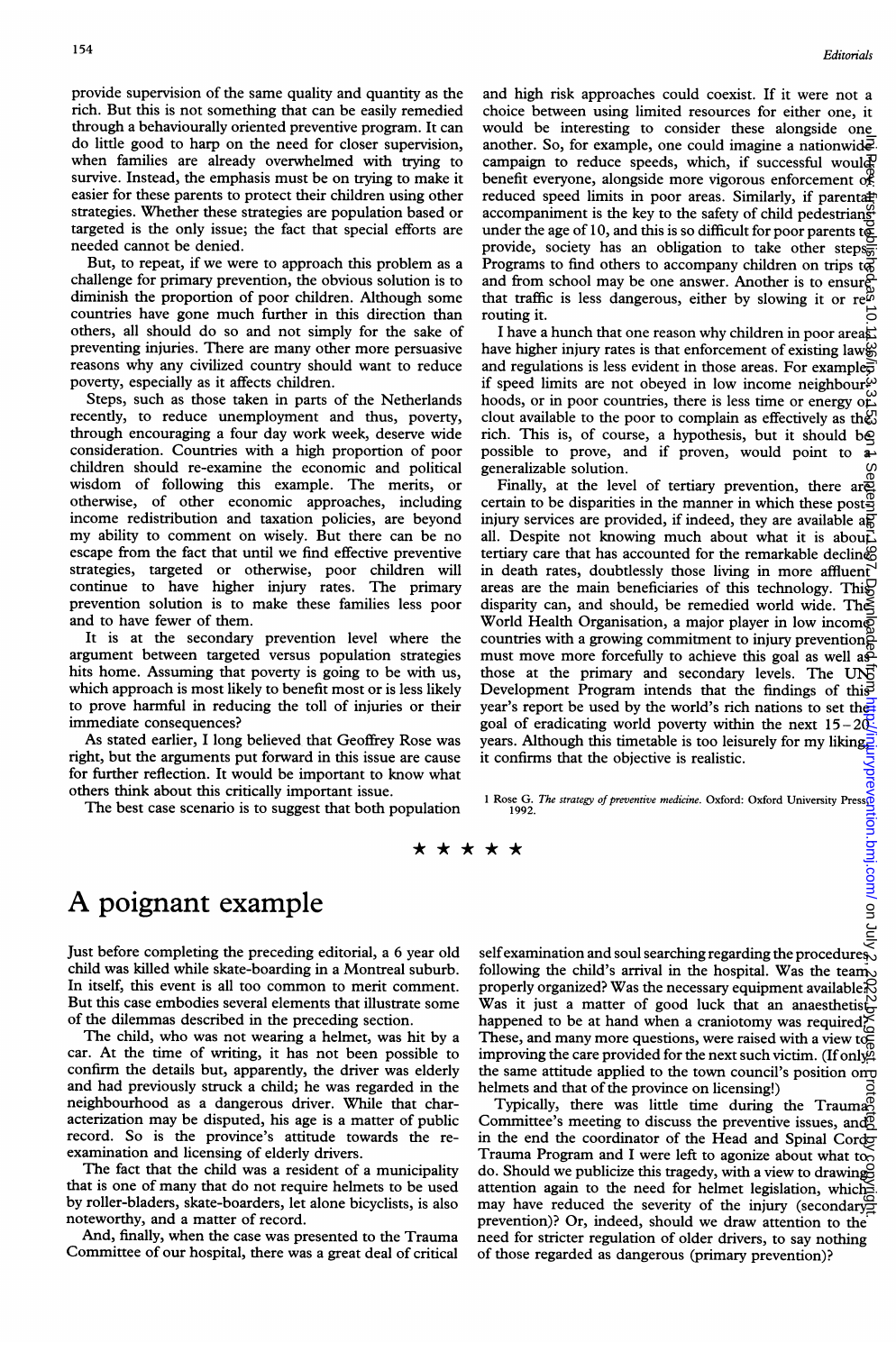provide supervision of the same quality and quantity as the rich. But this is not something that can be easily remedied through a behaviourally oriented preventive program. It can do little good to harp on the need for closer supervision, when families are already overwhelmed with trying to survive. Instead, the emphasis must be on trying to make it easier for these parents to protect their children using other strategies. Whether these strategies are population based or targeted is the only issue; the fact that special efforts are needed cannot be denied.

But, to repeat, if we were to approach this problem as a challenge for primary prevention, the obvious solution is to diminish the proportion of poor children. Although some countries have gone much further in this direction than others, all should do so and not simply for the sake of preventing injuries. There are many other more persuasive reasons why any civilized country should want to reduce poverty, especially as it affects children.

Steps, such as those taken in parts of the Netherlands recently, to reduce unemployment and thus, poverty, through encouraging a four day work week, deserve wide consideration. Countries with a high proportion of poor children should re-examine the economic and political wisdom of following this example. The merits, or otherwise, of other economic approaches, including income redistribution and taxation policies, are beyond my ability to comment on wisely. But there can be no escape from the fact that until we find effective preventive strategies, targeted or otherwise, poor children will continue to have higher injury rates. The primary prevention solution is to make these families less poor and to have fewer of them.

It is at the secondary prevention level where the argument between targeted versus population strategies hits home. Assuming that poverty is going to be with us, which approach is most likely to benefit most or is less likely to prove harmful in reducing the toll of injuries or their immediate consequences?

As stated earlier, I long believed that Geoffrey Rose was right, but the arguments put forward in this issue are cause for further reflection. It would be important to know what others think about this critically important issue.

The best case scenario is to suggest that both population and high risk approaches could coexist. If it were not a choice between using limited resources for either one, it would be interesting to consider these alongside one another. So, for example, one could imagine a nationwide campaign to reduce speeds, which, if successful would benefit everyone, alongside more vigorous enforcement of reduced speed limits in poor areas. Similarly, if parental accompaniment is the key to the safety of child pedestrians under the age of 10, and this is so difficult for poor parents to provide, society has an obligation to take other steps. Programs to find others to accompany children on trips to and from school may be one answer. Another is to ensure that traffic is less dangerous, either by slowing it or rerouting it.

I have a hunch that one reason why children in poor areas have higher injury rates is that enforcement of existing laws and regulations is less evident in those areas. For example, if speed limits are not obeyed in low income neighbourhoods, or in poor countries, there is less time or energy or clout available to the poor to complain as effectively as the rich. This is, of course, a hypothesis, but it should be possible to prove, and if proven, would point to a generalizable solution.

Finally, at the level of tertiary prevention, there are certain to be disparities in the manner in which these post-injury services are provided, if indeed, they are available at all. Despite not knowing much about what it is about tertiary care that has accounted for the remarkable decline in death rates, doubtlessly those living in more affluent areas are the main beneficiaries of this technology. This disparity can, and should, be remedied world wide. The World Health Organisation, a major player in low income countries with a growing commitment to injury prevention must move more forcefully to achieve this goal as well as those at the primary and secondary levels. The UN Development Program intends that the findings of this year's report be used by the world's rich nations to set the goal of eradicating world poverty within the next 15–20 years. Although this timetable is too leisurely for my liking, it confirms that the objective is realistic.

1 Rose G. *The strategy of preventive medicine.* Oxford: Oxford University Press, 1992.

★ ★ ★ ★ ★

# A poignant example

Just before completing the preceding editorial, a 6 year old child was killed while skate-boarding in a Montreal suburb. In itself, this event is all too common to merit comment. But this case embodies several elements that illustrate some of the dilemmas described in the preceding section.

The child, who was not wearing a helmet, was hit by a car. At the time of writing, it has not been possible to confirm the details but, apparently, the driver was elderly and had previously struck a child; he was regarded in the neighbourhood as a dangerous driver. While that characterization may be disputed, his age is a matter of public record. So is the province's attitude towards the re-examination and licensing of elderly drivers.

The fact that the child was a resident of a municipality that is one of many that do not require helmets to be used by roller-bladers, skate-boarders, let alone bicyclists, is also noteworthy, and a matter of record.

And, finally, when the case was presented to the Trauma Committee of our hospital, there was a great deal of critical self examination and soul searching regarding the procedures following the child's arrival in the hospital. Was the team properly organized? Was the necessary equipment available? Was it just a matter of good luck that an anaesthetist happened to be at hand when a craniotomy was required? These, and many more questions, were raised with a view to improving the care provided for the next such victim. (If only the same attitude applied to the town council's position on helmets and that of the province on licensing!)

Typically, there was little time during the Trauma Committee's meeting to discuss the preventive issues, and in the end the coordinator of the Head and Spinal Cord Trauma Program and I were left to agonize about what to do. Should we publicize this tragedy, with a view to drawing attention again to the need for helmet legislation, which may have reduced the severity of the injury (secondary prevention)? Or, indeed, should we draw attention to the need for stricter regulation of older drivers, to say nothing of those regarded as dangerous (primary prevention)?